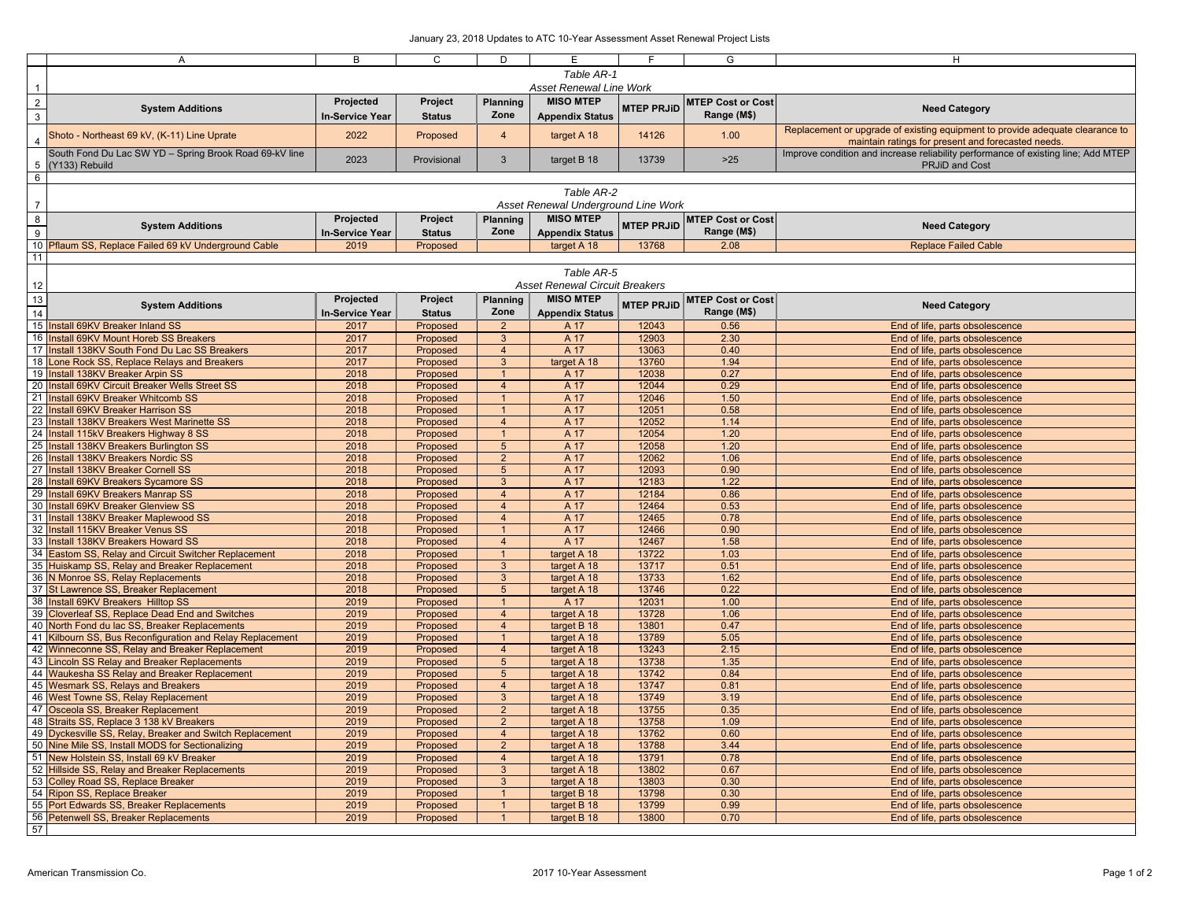January 23, 2018 Updates to ATC 10-Year Assessment Asset Renewal Project Lists

*Table AR-1*
*Asset Renewal Line Work*

| System Additions | Projected In-Service Year | Project Status | Planning Zone | MISO MTEP Appendix Status | MTEP PRJiD | MTEP Cost or Cost Range (M$) | Need Category |
|---|---|---|---|---|---|---|---|
| Shoto - Northeast 69 kV, (K-11) Line Uprate | 2022 | Proposed | 4 | target A 18 | 14126 | 1.00 | Replacement or upgrade of existing equipment to provide adequate clearance to maintain ratings for present and forecasted needs. |
| South Fond Du Lac SW YD – Spring Brook Road 69-kV line (Y133) Rebuild | 2023 | Provisional | 3 | target B 18 | 13739 | >25 | Improve condition and increase reliability performance of existing line; Add MTEP PRJiD and Cost |

*Table AR-2*
*Asset Renewal Underground Line Work*

| System Additions | Projected In-Service Year | Project Status | Planning Zone | MISO MTEP Appendix Status | MTEP PRJiD | MTEP Cost or Cost Range (M$) | Need Category |
|---|---|---|---|---|---|---|---|
| Pflaum SS, Replace Failed 69 kV Underground Cable | 2019 | Proposed | | target A 18 | 13768 | 2.08 | Replace Failed Cable |

*Table AR-5*
*Asset Renewal Circuit Breakers*

| System Additions | Projected In-Service Year | Project Status | Planning Zone | MISO MTEP Appendix Status | MTEP PRJiD | MTEP Cost or Cost Range (M$) | Need Category |
|---|---|---|---|---|---|---|---|
| Install 69KV Breaker Inland SS | 2017 | Proposed | 2 | A 17 | 12043 | 0.56 | End of life, parts obsolescence |
| Install 69KV Mount Horeb SS Breakers | 2017 | Proposed | 3 | A 17 | 12903 | 2.30 | End of life, parts obsolescence |
| Install 138KV South Fond Du Lac SS Breakers | 2017 | Proposed | 4 | A 17 | 13063 | 0.40 | End of life, parts obsolescence |
| Lone Rock SS, Replace Relays and Breakers | 2017 | Proposed | 3 | target A 18 | 13760 | 1.94 | End of life, parts obsolescence |
| Install 138KV Breaker Arpin SS | 2018 | Proposed | 1 | A 17 | 12038 | 0.27 | End of life, parts obsolescence |
| Install 69KV Circuit Breaker Wells Street SS | 2018 | Proposed | 4 | A 17 | 12044 | 0.29 | End of life, parts obsolescence |
| Install 69KV Breaker Whitcomb SS | 2018 | Proposed | 1 | A 17 | 12046 | 1.50 | End of life, parts obsolescence |
| Install 69KV Breaker Harrison SS | 2018 | Proposed | 1 | A 17 | 12051 | 0.58 | End of life, parts obsolescence |
| Install 138KV Breakers West Marinette SS | 2018 | Proposed | 4 | A 17 | 12052 | 1.14 | End of life, parts obsolescence |
| Install 115kV Breakers Highway 8 SS | 2018 | Proposed | 1 | A 17 | 12054 | 1.20 | End of life, parts obsolescence |
| Install 138KV Breakers Burlington SS | 2018 | Proposed | 5 | A 17 | 12058 | 1.20 | End of life, parts obsolescence |
| Install 138KV Breakers Nordic SS | 2018 | Proposed | 2 | A 17 | 12062 | 1.06 | End of life, parts obsolescence |
| Install 138KV Breaker Cornell SS | 2018 | Proposed | 5 | A 17 | 12093 | 0.90 | End of life, parts obsolescence |
| Install 69KV Breakers Sycamore SS | 2018 | Proposed | 3 | A 17 | 12183 | 1.22 | End of life, parts obsolescence |
| Install 69KV Breakers Manrap SS | 2018 | Proposed | 4 | A 17 | 12184 | 0.86 | End of life, parts obsolescence |
| Install 69KV Breaker Glenview SS | 2018 | Proposed | 4 | A 17 | 12464 | 0.53 | End of life, parts obsolescence |
| Install 138KV Breaker Maplewood SS | 2018 | Proposed | 4 | A 17 | 12465 | 0.78 | End of life, parts obsolescence |
| Install 115KV Breaker Venus SS | 2018 | Proposed | 1 | A 17 | 12466 | 0.90 | End of life, parts obsolescence |
| Install 138KV Breakers Howard SS | 2018 | Proposed | 4 | A 17 | 12467 | 1.58 | End of life, parts obsolescence |
| Eastom SS, Relay and Circuit Switcher Replacement | 2018 | Proposed | 1 | target A 18 | 13722 | 1.03 | End of life, parts obsolescence |
| Huiskamp SS, Relay and Breaker Replacement | 2018 | Proposed | 3 | target A 18 | 13717 | 0.51 | End of life, parts obsolescence |
| N Monroe SS, Relay Replacements | 2018 | Proposed | 3 | target A 18 | 13733 | 1.62 | End of life, parts obsolescence |
| St Lawrence SS, Breaker Replacement | 2018 | Proposed | 5 | target A 18 | 13746 | 0.22 | End of life, parts obsolescence |
| Install 69KV Breakers Hilltop SS | 2019 | Proposed | 1 | A 17 | 12031 | 1.00 | End of life, parts obsolescence |
| Cloverleaf SS, Replace Dead End and Switches | 2019 | Proposed | 4 | target A 18 | 13728 | 1.06 | End of life, parts obsolescence |
| North Fond du lac SS, Breaker Replacements | 2019 | Proposed | 4 | target B 18 | 13801 | 0.47 | End of life, parts obsolescence |
| Kilbourn SS, Bus Reconfiguration and Relay Replacement | 2019 | Proposed | 1 | target A 18 | 13789 | 5.05 | End of life, parts obsolescence |
| Winneconne SS, Relay and Breaker Replacement | 2019 | Proposed | 4 | target A 18 | 13243 | 2.15 | End of life, parts obsolescence |
| Lincoln SS Relay and Breaker Replacements | 2019 | Proposed | 5 | target A 18 | 13738 | 1.35 | End of life, parts obsolescence |
| Waukesha SS Relay and Breaker Replacement | 2019 | Proposed | 5 | target A 18 | 13742 | 0.84 | End of life, parts obsolescence |
| Wesmark SS, Relays and Breakers | 2019 | Proposed | 4 | target A 18 | 13747 | 0.81 | End of life, parts obsolescence |
| West Towne SS, Relay Replacement | 2019 | Proposed | 3 | target A 18 | 13749 | 3.19 | End of life, parts obsolescence |
| Osceola SS, Breaker Replacement | 2019 | Proposed | 2 | target A 18 | 13755 | 0.35 | End of life, parts obsolescence |
| Straits SS, Replace 3 138 kV Breakers | 2019 | Proposed | 2 | target A 18 | 13758 | 1.09 | End of life, parts obsolescence |
| Dyckesville SS, Relay, Breaker and Switch Replacement | 2019 | Proposed | 4 | target A 18 | 13762 | 0.60 | End of life, parts obsolescence |
| Nine Mile SS, Install MODS for Sectionalizing | 2019 | Proposed | 2 | target A 18 | 13788 | 3.44 | End of life, parts obsolescence |
| New Holstein SS, Install 69 kV Breaker | 2019 | Proposed | 4 | target A 18 | 13791 | 0.78 | End of life, parts obsolescence |
| Hillside SS, Relay and Breaker Replacements | 2019 | Proposed | 3 | target A 18 | 13802 | 0.67 | End of life, parts obsolescence |
| Colley Road SS, Replace Breaker | 2019 | Proposed | 3 | target A 18 | 13803 | 0.30 | End of life, parts obsolescence |
| Ripon SS, Replace Breaker | 2019 | Proposed | 1 | target B 18 | 13798 | 0.30 | End of life, parts obsolescence |
| Port Edwards SS, Breaker Replacements | 2019 | Proposed | 1 | target B 18 | 13799 | 0.99 | End of life, parts obsolescence |
| Petenwell SS, Breaker Replacements | 2019 | Proposed | 1 | target B 18 | 13800 | 0.70 | End of life, parts obsolescence |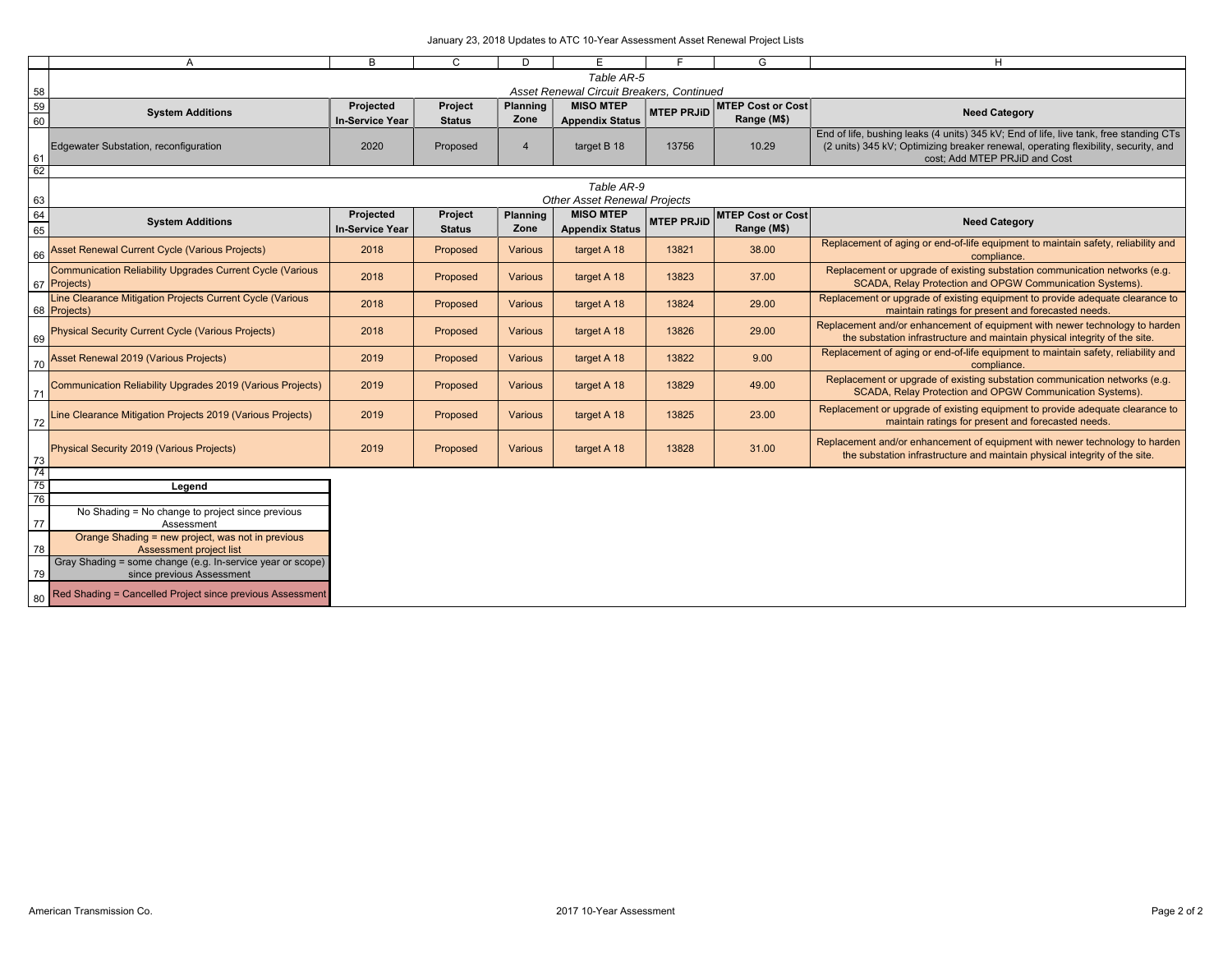January 23, 2018 Updates to ATC 10-Year Assessment Asset Renewal Project Lists

*Table AR-5*
*Asset Renewal Circuit Breakers, Continued*

| System Additions | Projected In-Service Year | Project Status | Planning Zone | MISO MTEP Appendix Status | MTEP PRJiD | MTEP Cost or Cost Range (M$) | Need Category |
|---|---|---|---|---|---|---|---|
| Edgewater Substation, reconfiguration | 2020 | Proposed | 4 | target B 18 | 13756 | 10.29 | End of life, bushing leaks (4 units) 345 kV; End of life, live tank, free standing CTs (2 units) 345 kV; Optimizing breaker renewal, operating flexibility, security, and cost; Add MTEP PRJiD and Cost |

*Table AR-9*
*Other Asset Renewal Projects*

| System Additions | Projected In-Service Year | Project Status | Planning Zone | MISO MTEP Appendix Status | MTEP PRJiD | MTEP Cost or Cost Range (M$) | Need Category |
|---|---|---|---|---|---|---|---|
| Asset Renewal Current Cycle (Various Projects) | 2018 | Proposed | Various | target A 18 | 13821 | 38.00 | Replacement of aging or end-of-life equipment to maintain safety, reliability and compliance. |
| Communication Reliability Upgrades Current Cycle (Various Projects) | 2018 | Proposed | Various | target A 18 | 13823 | 37.00 | Replacement or upgrade of existing substation communication networks (e.g. SCADA, Relay Protection and OPGW Communication Systems). |
| Line Clearance Mitigation Projects Current Cycle (Various Projects) | 2018 | Proposed | Various | target A 18 | 13824 | 29.00 | Replacement or upgrade of existing equipment to provide adequate clearance to maintain ratings for present and forecasted needs. |
| Physical Security Current Cycle (Various Projects) | 2018 | Proposed | Various | target A 18 | 13826 | 29.00 | Replacement and/or enhancement of equipment with newer technology to harden the substation infrastructure and maintain physical integrity of the site. |
| Asset Renewal 2019 (Various Projects) | 2019 | Proposed | Various | target A 18 | 13822 | 9.00 | Replacement of aging or end-of-life equipment to maintain safety, reliability and compliance. |
| Communication Reliability Upgrades 2019 (Various Projects) | 2019 | Proposed | Various | target A 18 | 13829 | 49.00 | Replacement or upgrade of existing substation communication networks (e.g. SCADA, Relay Protection and OPGW Communication Systems). |
| Line Clearance Mitigation Projects 2019 (Various Projects) | 2019 | Proposed | Various | target A 18 | 13825 | 23.00 | Replacement or upgrade of existing equipment to provide adequate clearance to maintain ratings for present and forecasted needs. |
| Physical Security 2019 (Various Projects) | 2019 | Proposed | Various | target A 18 | 13828 | 31.00 | Replacement and/or enhancement of equipment with newer technology to harden the substation infrastructure and maintain physical integrity of the site. |

| Legend |
|---|
| No Shading = No change to project since previous Assessment |
| Orange Shading = new project, was not in previous Assessment project list |
| Gray Shading = some change (e.g. In-service year or scope) since previous Assessment |
| Red Shading = Cancelled Project since previous Assessment |